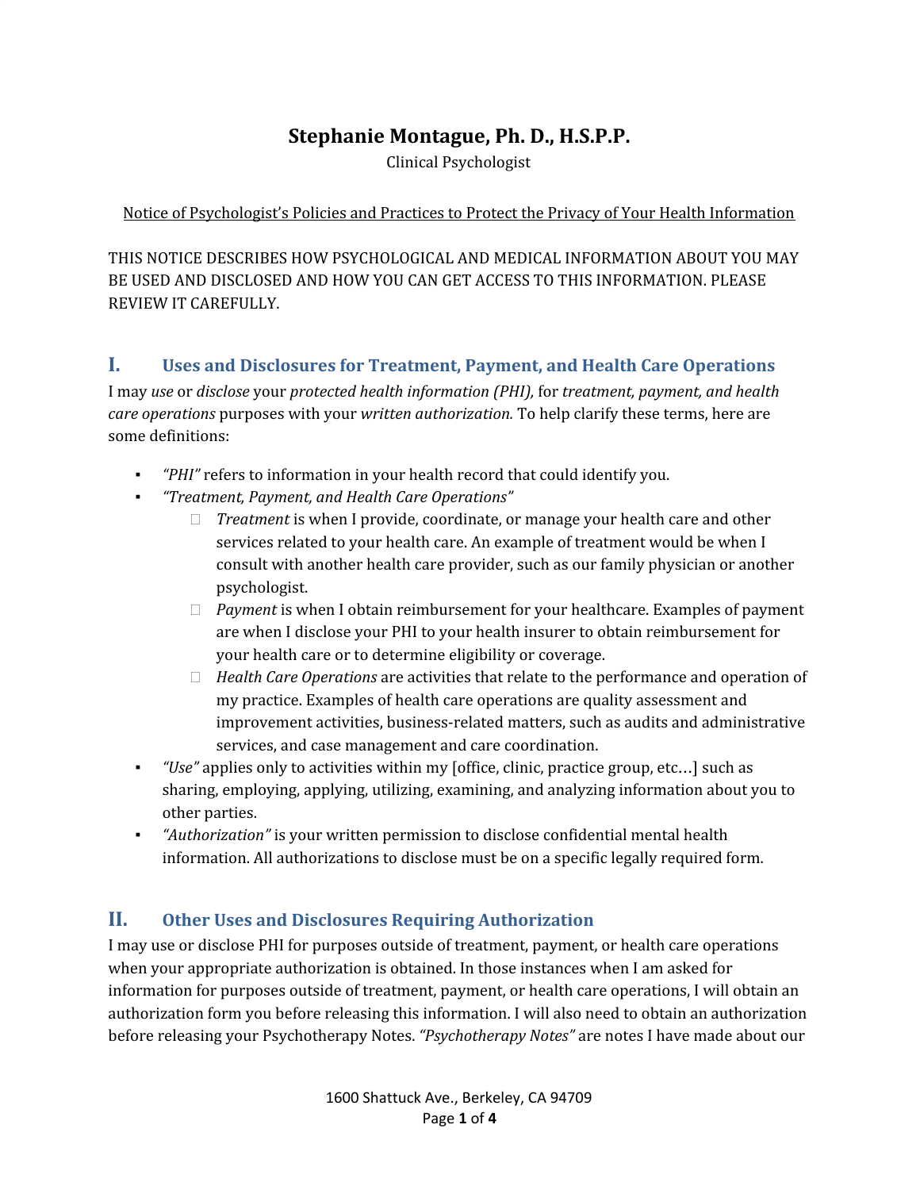# Stephanie Montague, Ph. D., H.S.P.P.

Clinical Psychologist

Notice of Psychologist's Policies and Practices to Protect the Privacy of Your Health Information

THIS NOTICE DESCRIBES HOW PSYCHOLOGICAL AND MEDICAL INFORMATION ABOUT YOU MAY BE USED AND DISCLOSED AND HOW YOU CAN GET ACCESS TO THIS INFORMATION. PLEASE REVIEW IT CAREFULLY.

## I. Uses and Disclosures for Treatment, Payment, and Health Care Operations

I may *use* or *disclose* your *protected health information (PHI),* for *treatment, payment, and health care operations* purposes with your *written authorization.* To help clarify these terms, here are some definitions:

- *"PHI"* refers to information in your health record that could identify you.
- *"Treatment, Payment, and Health Care Operations"*
  - *Treatment* is when I provide, coordinate, or manage your health care and other services related to your health care. An example of treatment would be when I consult with another health care provider, such as our family physician or another psychologist.
  - *Payment* is when I obtain reimbursement for your healthcare. Examples of payment are when I disclose your PHI to your health insurer to obtain reimbursement for your health care or to determine eligibility or coverage.
  - *Health Care Operations* are activities that relate to the performance and operation of my practice. Examples of health care operations are quality assessment and improvement activities, business-related matters, such as audits and administrative services, and case management and care coordination.
- *"Use"* applies only to activities within my [office, clinic, practice group, etc…] such as sharing, employing, applying, utilizing, examining, and analyzing information about you to other parties.
- *"Authorization"* is your written permission to disclose confidential mental health information. All authorizations to disclose must be on a specific legally required form.

## II. Other Uses and Disclosures Requiring Authorization

I may use or disclose PHI for purposes outside of treatment, payment, or health care operations when your appropriate authorization is obtained. In those instances when I am asked for information for purposes outside of treatment, payment, or health care operations, I will obtain an authorization form you before releasing this information. I will also need to obtain an authorization before releasing your Psychotherapy Notes. *"Psychotherapy Notes"* are notes I have made about our

1600 Shattuck Ave., Berkeley, CA 94709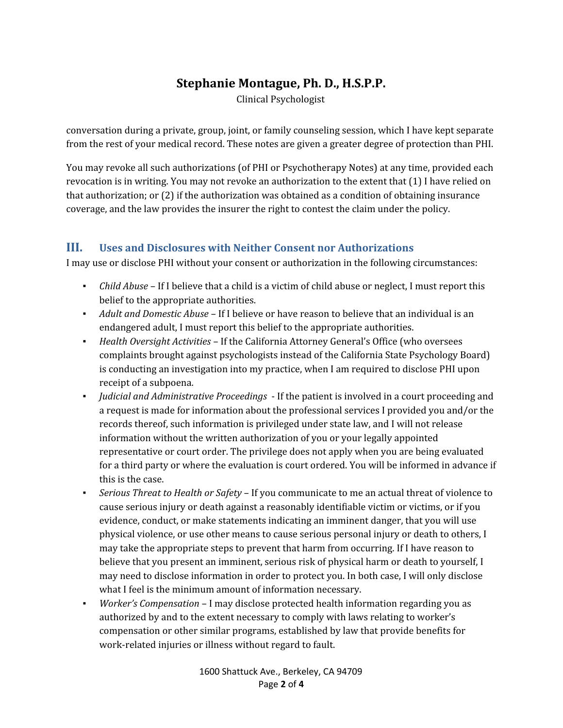conversation during a private, group, joint, or family counseling session, which I have kept separate from the rest of your medical record. These notes are given a greater degree of protection than PHI.

You may revoke all such authorizations (of PHI or Psychotherapy Notes) at any time, provided each revocation is in writing. You may not revoke an authorization to the extent that (1) I have relied on that authorization; or (2) if the authorization was obtained as a condition of obtaining insurance coverage, and the law provides the insurer the right to contest the claim under the policy.

## III. Uses and Disclosures with Neither Consent nor Authorizations

I may use or disclose PHI without your consent or authorization in the following circumstances:

- *Child Abuse* – If I believe that a child is a victim of child abuse or neglect, I must report this belief to the appropriate authorities.
- *Adult and Domestic Abuse* – If I believe or have reason to believe that an individual is an endangered adult, I must report this belief to the appropriate authorities.
- *Health Oversight Activities* – If the California Attorney General's Office (who oversees complaints brought against psychologists instead of the California State Psychology Board) is conducting an investigation into my practice, when I am required to disclose PHI upon receipt of a subpoena.
- *Judicial and Administrative Proceedings* - If the patient is involved in a court proceeding and a request is made for information about the professional services I provided you and/or the records thereof, such information is privileged under state law, and I will not release information without the written authorization of you or your legally appointed representative or court order. The privilege does not apply when you are being evaluated for a third party or where the evaluation is court ordered. You will be informed in advance if this is the case.
- *Serious Threat to Health or Safety* – If you communicate to me an actual threat of violence to cause serious injury or death against a reasonably identifiable victim or victims, or if you evidence, conduct, or make statements indicating an imminent danger, that you will use physical violence, or use other means to cause serious personal injury or death to others, I may take the appropriate steps to prevent that harm from occurring. If I have reason to believe that you present an imminent, serious risk of physical harm or death to yourself, I may need to disclose information in order to protect you. In both case, I will only disclose what I feel is the minimum amount of information necessary.
- *Worker's Compensation* – I may disclose protected health information regarding you as authorized by and to the extent necessary to comply with laws relating to worker's compensation or other similar programs, established by law that provide benefits for work-related injuries or illness without regard to fault.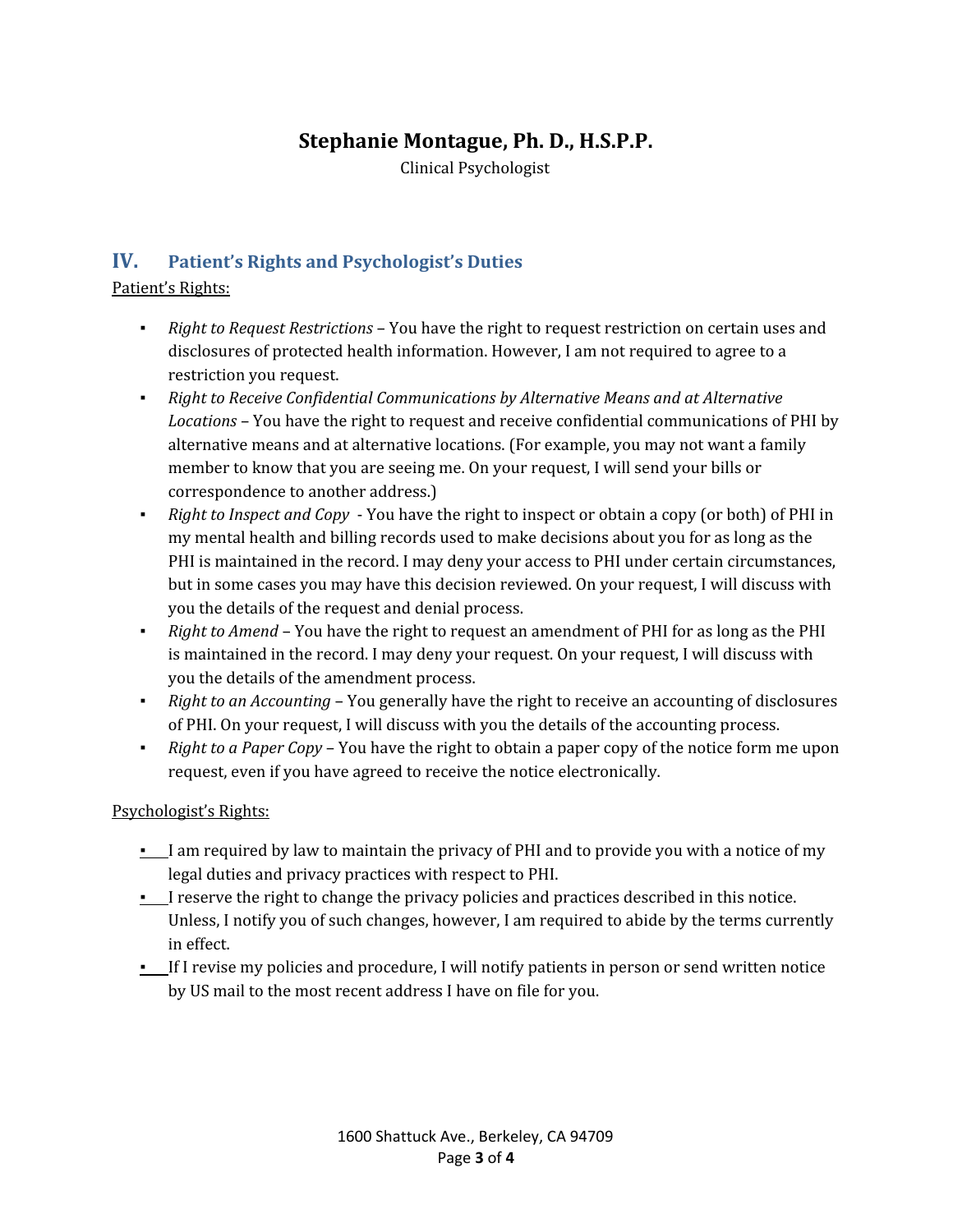# Stephanie Montague, Ph. D., H.S.P.P.

Clinical Psychologist

## IV. Patient's Rights and Psychologist's Duties

Patient's Rights:

- *Right to Request Restrictions* – You have the right to request restriction on certain uses and disclosures of protected health information. However, I am not required to agree to a restriction you request.
- *Right to Receive Confidential Communications by Alternative Means and at Alternative Locations* – You have the right to request and receive confidential communications of PHI by alternative means and at alternative locations. (For example, you may not want a family member to know that you are seeing me. On your request, I will send your bills or correspondence to another address.)
- *Right to Inspect and Copy* - You have the right to inspect or obtain a copy (or both) of PHI in my mental health and billing records used to make decisions about you for as long as the PHI is maintained in the record. I may deny your access to PHI under certain circumstances, but in some cases you may have this decision reviewed. On your request, I will discuss with you the details of the request and denial process.
- *Right to Amend* – You have the right to request an amendment of PHI for as long as the PHI is maintained in the record. I may deny your request. On your request, I will discuss with you the details of the amendment process.
- *Right to an Accounting* – You generally have the right to receive an accounting of disclosures of PHI. On your request, I will discuss with you the details of the accounting process.
- *Right to a Paper Copy* – You have the right to obtain a paper copy of the notice form me upon request, even if you have agreed to receive the notice electronically.

Psychologist's Rights:

- I am required by law to maintain the privacy of PHI and to provide you with a notice of my legal duties and privacy practices with respect to PHI.
- I reserve the right to change the privacy policies and practices described in this notice. Unless, I notify you of such changes, however, I am required to abide by the terms currently in effect.
- If I revise my policies and procedure, I will notify patients in person or send written notice by US mail to the most recent address I have on file for you.

1600 Shattuck Ave., Berkeley, CA 94709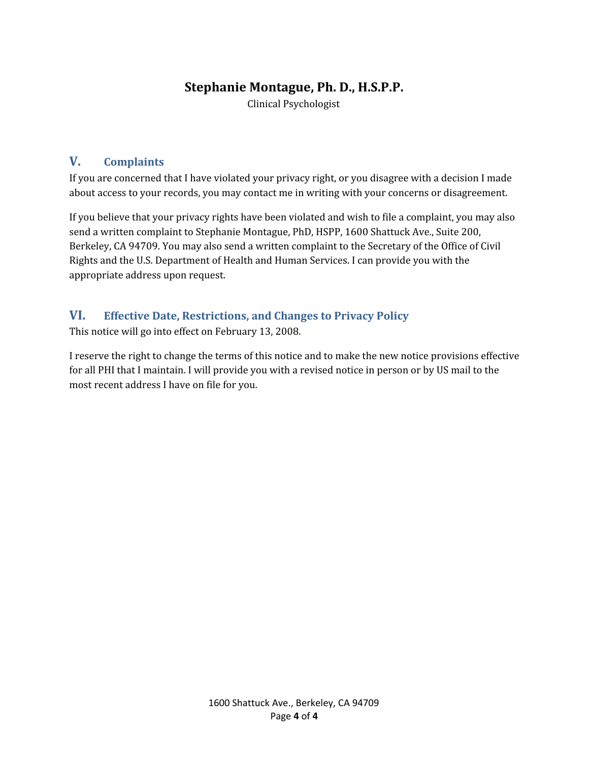## V. Complaints

If you are concerned that I have violated your privacy right, or you disagree with a decision I made about access to your records, you may contact me in writing with your concerns or disagreement.

If you believe that your privacy rights have been violated and wish to file a complaint, you may also send a written complaint to Stephanie Montague, PhD, HSPP, 1600 Shattuck Ave., Suite 200, Berkeley, CA 94709. You may also send a written complaint to the Secretary of the Office of Civil Rights and the U.S. Department of Health and Human Services. I can provide you with the appropriate address upon request.

## VI. Effective Date, Restrictions, and Changes to Privacy Policy

This notice will go into effect on February 13, 2008.

I reserve the right to change the terms of this notice and to make the new notice provisions effective for all PHI that I maintain. I will provide you with a revised notice in person or by US mail to the most recent address I have on file for you.